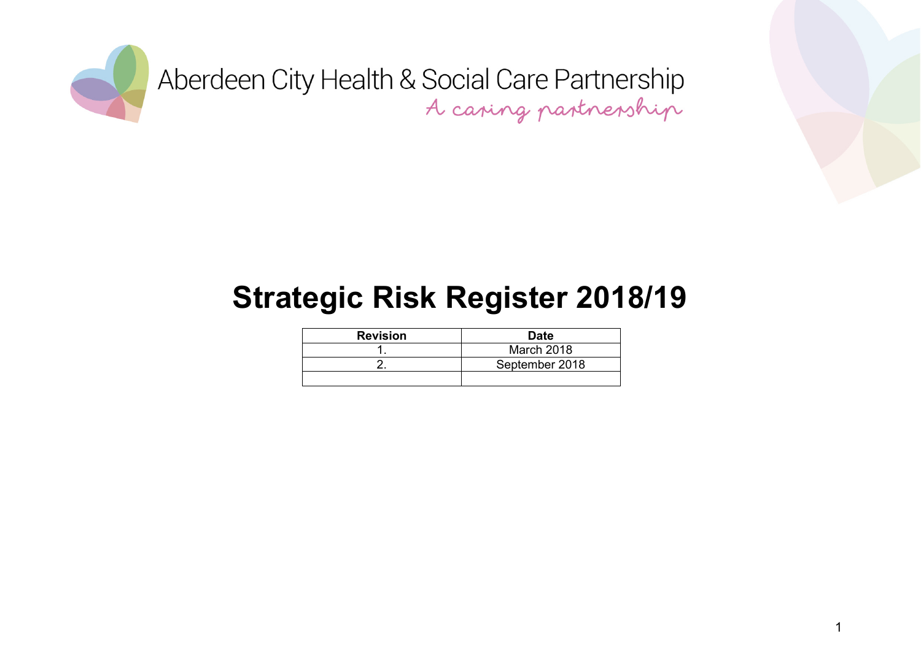Aberdeen City Health & Social Care Partnership

*A caring partnership*

# Strategic Risk Register 2018/19

| Revision | Date |
| --- | --- |
| 1. | March 2018 |
| 2. | September 2018 |
| | |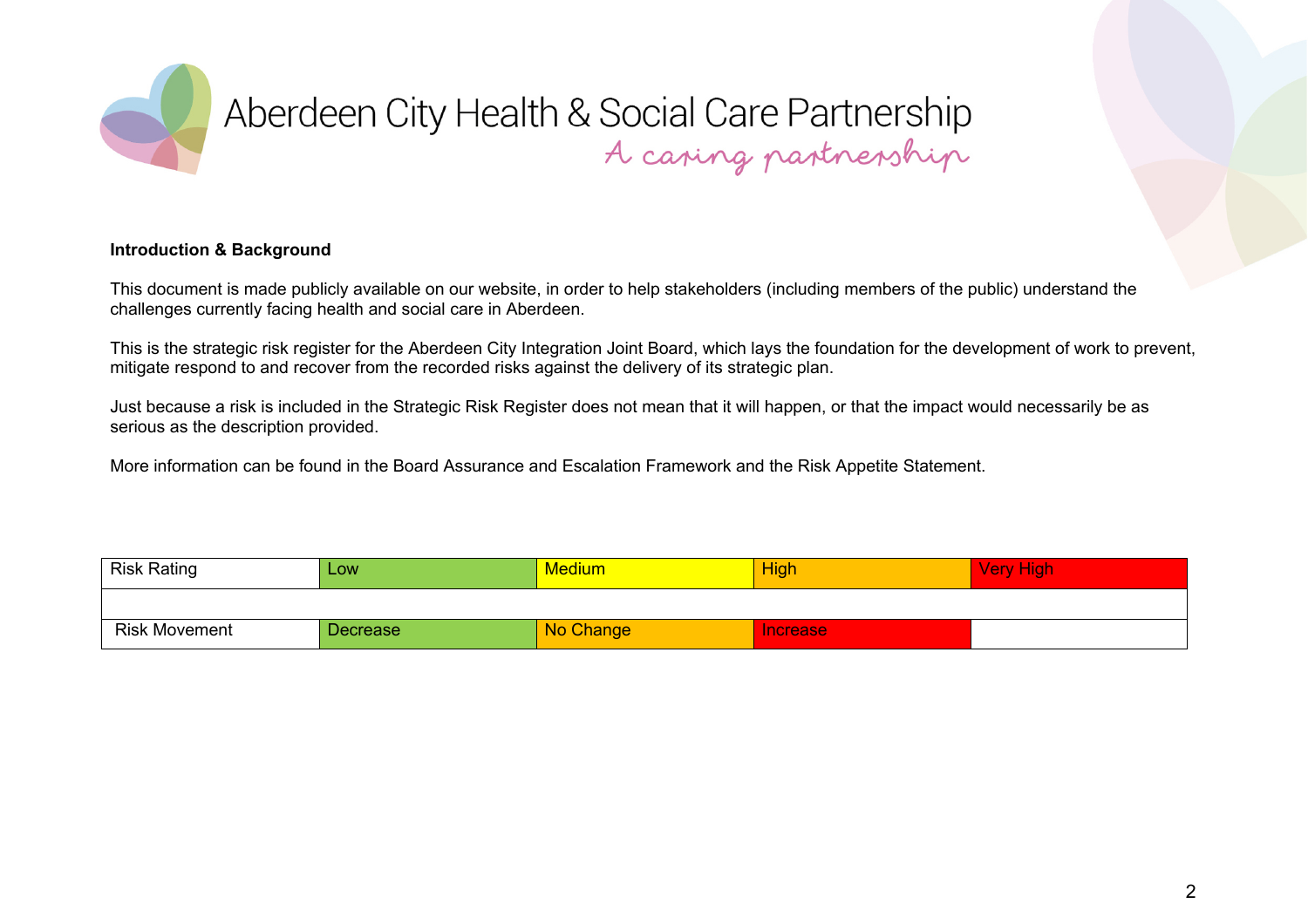Aberdeen City Health & Social Care Partnership

*A caring partnership*

**Introduction & Background**

This document is made publicly available on our website, in order to help stakeholders (including members of the public) understand the challenges currently facing health and social care in Aberdeen.

This is the strategic risk register for the Aberdeen City Integration Joint Board, which lays the foundation for the development of work to prevent, mitigate respond to and recover from the recorded risks against the delivery of its strategic plan.

Just because a risk is included in the Strategic Risk Register does not mean that it will happen, or that the impact would necessarily be as serious as the description provided.

More information can be found in the Board Assurance and Escalation Framework and the Risk Appetite Statement.

| Risk Rating | Low | Medium | High | Very High |
|---|---|---|---|---|
| | | | | |
| Risk Movement | Decrease | No Change | Increase | |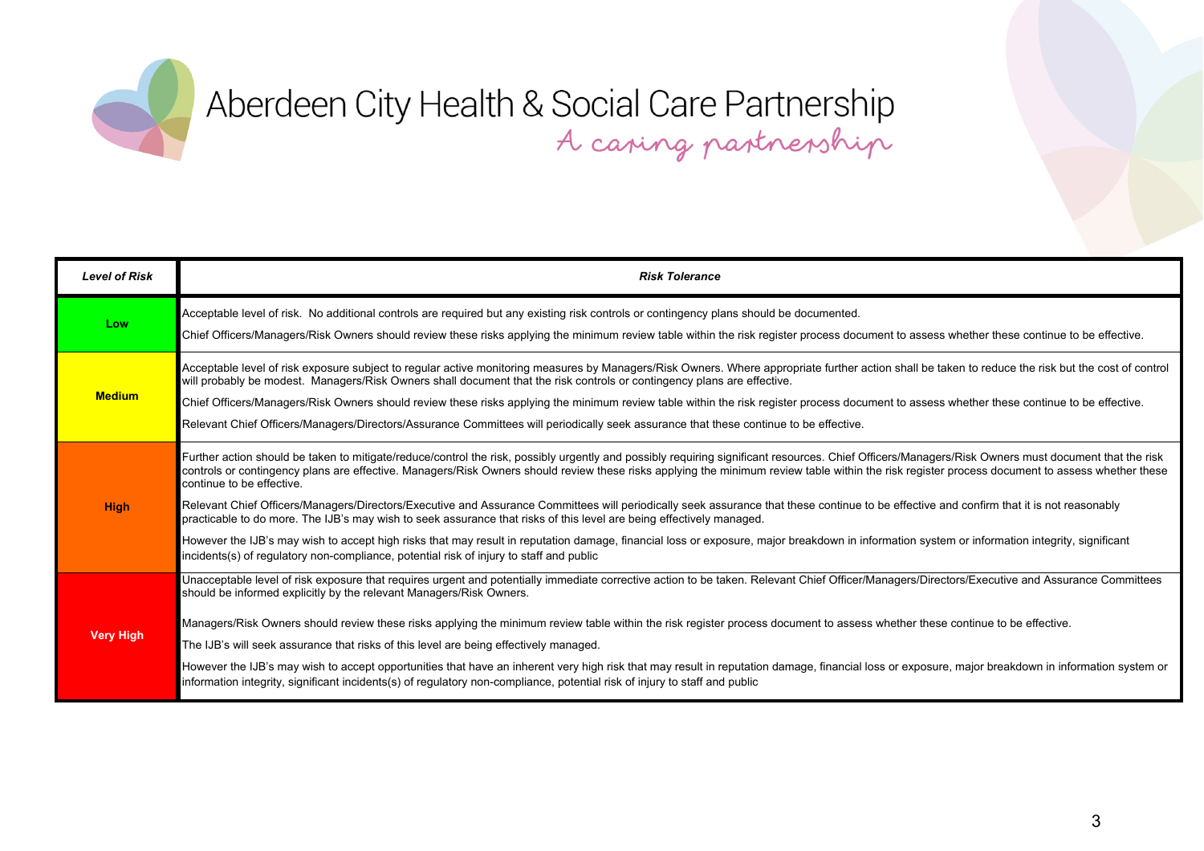Aberdeen City Health & Social Care Partnership
A caring partnership

| *Level of Risk* | *Risk Tolerance* |
|---|---|
| **Low** | Acceptable level of risk. No additional controls are required but any existing risk controls or contingency plans should be documented.<br><br>Chief Officers/Managers/Risk Owners should review these risks applying the minimum review table within the risk register process document to assess whether these continue to be effective. |
| **Medium** | Acceptable level of risk exposure subject to regular active monitoring measures by Managers/Risk Owners. Where appropriate further action shall be taken to reduce the risk but the cost of control will probably be modest. Managers/Risk Owners shall document that the risk controls or contingency plans are effective.<br><br>Chief Officers/Managers/Risk Owners should review these risks applying the minimum review table within the risk register process document to assess whether these continue to be effective.<br><br>Relevant Chief Officers/Managers/Directors/Assurance Committees will periodically seek assurance that these continue to be effective. |
| **High** | Further action should be taken to mitigate/reduce/control the risk, possibly urgently and possibly requiring significant resources. Chief Officers/Managers/Risk Owners must document that the risk controls or contingency plans are effective. Managers/Risk Owners should review these risks applying the minimum review table within the risk register process document to assess whether these continue to be effective.<br><br>Relevant Chief Officers/Managers/Directors/Executive and Assurance Committees will periodically seek assurance that these continue to be effective and confirm that it is not reasonably practicable to do more. The IJB's may wish to seek assurance that risks of this level are being effectively managed.<br><br>However the IJB's may wish to accept high risks that may result in reputation damage, financial loss or exposure, major breakdown in information system or information integrity, significant incidents(s) of regulatory non-compliance, potential risk of injury to staff and public |
| **Very High** | Unacceptable level of risk exposure that requires urgent and potentially immediate corrective action to be taken. Relevant Chief Officer/Managers/Directors/Executive and Assurance Committees should be informed explicitly by the relevant Managers/Risk Owners.<br><br>Managers/Risk Owners should review these risks applying the minimum review table within the risk register process document to assess whether these continue to be effective.<br><br>The IJB's will seek assurance that risks of this level are being effectively managed.<br><br>However the IJB's may wish to accept opportunities that have an inherent very high risk that may result in reputation damage, financial loss or exposure, major breakdown in information system or information integrity, significant incidents(s) of regulatory non-compliance, potential risk of injury to staff and public |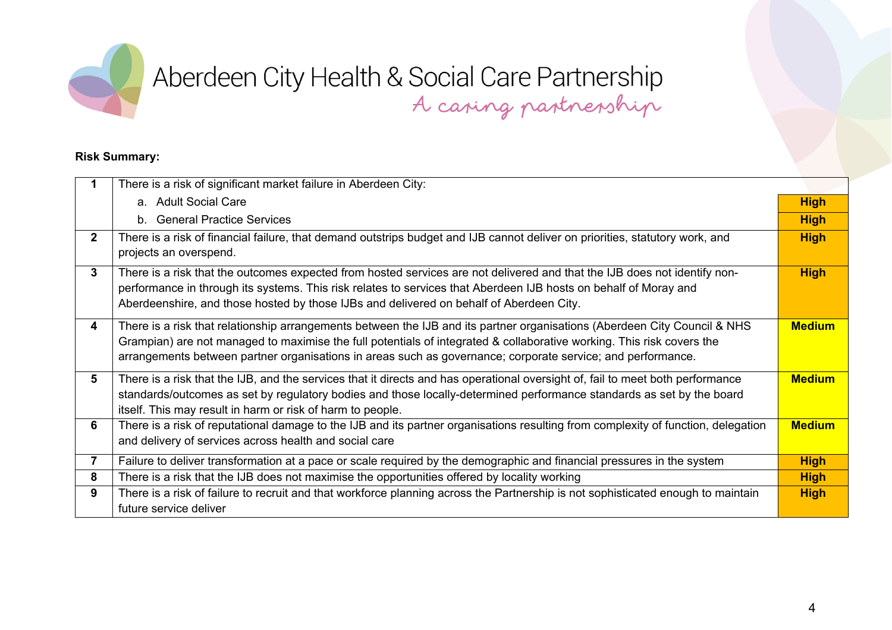Aberdeen City Health & Social Care Partnership

*A caring partnership*

**Risk Summary:**

| | | |
|---|---|---|
| **1** | There is a risk of significant market failure in Aberdeen City: | |
| | a. Adult Social Care | **High** |
| | b. General Practice Services | **High** |
| **2** | There is a risk of financial failure, that demand outstrips budget and IJB cannot deliver on priorities, statutory work, and projects an overspend. | **High** |
| **3** | There is a risk that the outcomes expected from hosted services are not delivered and that the IJB does not identify non-performance in through its systems. This risk relates to services that Aberdeen IJB hosts on behalf of Moray and Aberdeenshire, and those hosted by those IJBs and delivered on behalf of Aberdeen City. | **High** |
| **4** | There is a risk that relationship arrangements between the IJB and its partner organisations (Aberdeen City Council & NHS Grampian) are not managed to maximise the full potentials of integrated & collaborative working. This risk covers the arrangements between partner organisations in areas such as governance; corporate service; and performance. | **Medium** |
| **5** | There is a risk that the IJB, and the services that it directs and has operational oversight of, fail to meet both performance standards/outcomes as set by regulatory bodies and those locally-determined performance standards as set by the board itself. This may result in harm or risk of harm to people. | **Medium** |
| **6** | There is a risk of reputational damage to the IJB and its partner organisations resulting from complexity of function, delegation and delivery of services across health and social care | **Medium** |
| **7** | Failure to deliver transformation at a pace or scale required by the demographic and financial pressures in the system | **High** |
| **8** | There is a risk that the IJB does not maximise the opportunities offered by locality working | **High** |
| **9** | There is a risk of failure to recruit and that workforce planning across the Partnership is not sophisticated enough to maintain future service deliver | **High** |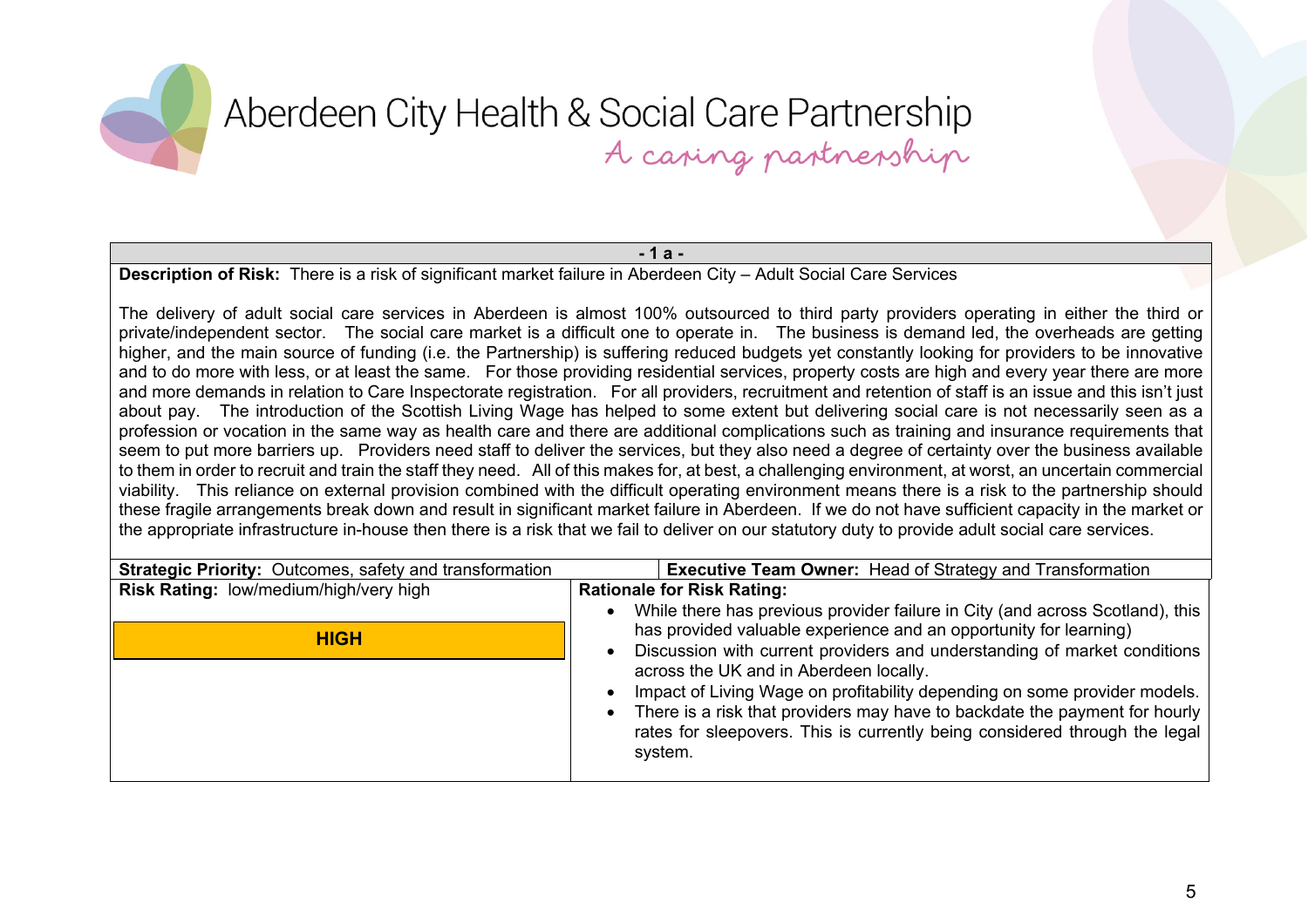Aberdeen City Health & Social Care Partnership

*A caring partnership*

| - 1 a - | |
|---|---|
| **Description of Risk:** There is a risk of significant market failure in Aberdeen City – Adult Social Care Services<br><br>The delivery of adult social care services in Aberdeen is almost 100% outsourced to third party providers operating in either the third or private/independent sector. The social care market is a difficult one to operate in. The business is demand led, the overheads are getting higher, and the main source of funding (i.e. the Partnership) is suffering reduced budgets yet constantly looking for providers to be innovative and to do more with less, or at least the same. For those providing residential services, property costs are high and every year there are more and more demands in relation to Care Inspectorate registration. For all providers, recruitment and retention of staff is an issue and this isn't just about pay. The introduction of the Scottish Living Wage has helped to some extent but delivering social care is not necessarily seen as a profession or vocation in the same way as health care and there are additional complications such as training and insurance requirements that seem to put more barriers up. Providers need staff to deliver the services, but they also need a degree of certainty over the business available to them in order to recruit and train the staff they need. All of this makes for, at best, a challenging environment, at worst, an uncertain commercial viability. This reliance on external provision combined with the difficult operating environment means there is a risk to the partnership should these fragile arrangements break down and result in significant market failure in Aberdeen. If we do not have sufficient capacity in the market or the appropriate infrastructure in-house then there is a risk that we fail to deliver on our statutory duty to provide adult social care services. | |
| **Strategic Priority:** Outcomes, safety and transformation | **Executive Team Owner:** Head of Strategy and Transformation |
| **Risk Rating:** low/medium/high/very high<br><br>**HIGH** | **Rationale for Risk Rating:**<br>• While there has previous provider failure in City (and across Scotland), this has provided valuable experience and an opportunity for learning)<br>• Discussion with current providers and understanding of market conditions across the UK and in Aberdeen locally.<br>• Impact of Living Wage on profitability depending on some provider models.<br>• There is a risk that providers may have to backdate the payment for hourly rates for sleepovers. This is currently being considered through the legal system. |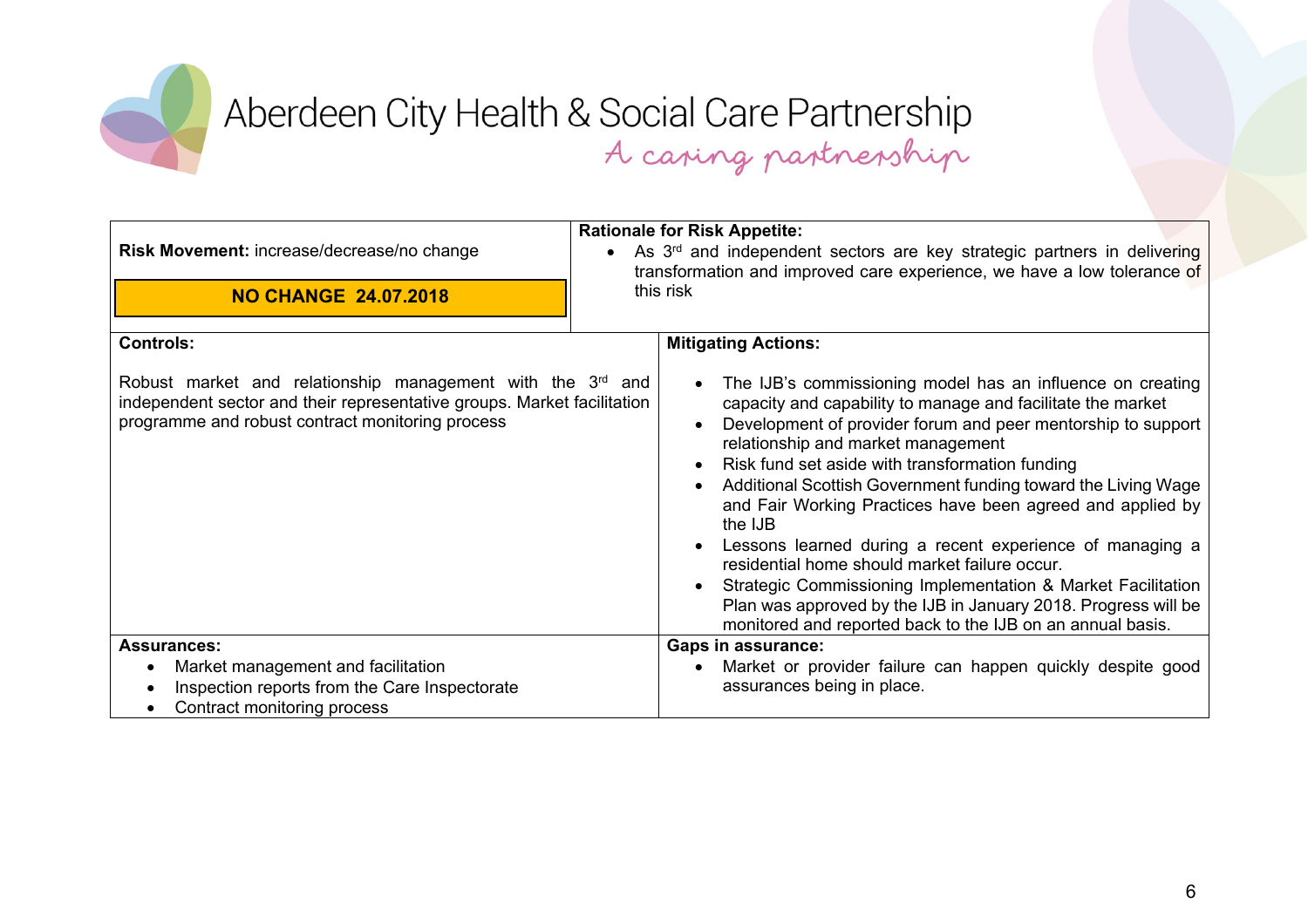Aberdeen City Health & Social Care Partnership

*A caring partnership*

| **Risk Movement:** increase/decrease/no change<br><br>**NO CHANGE 24.07.2018** | **Rationale for Risk Appetite:**<br>• As 3rd and independent sectors are key strategic partners in delivering transformation and improved care experience, we have a low tolerance of this risk |
|---|---|
| **Controls:**<br><br>Robust market and relationship management with the 3rd and independent sector and their representative groups. Market facilitation programme and robust contract monitoring process | **Mitigating Actions:**<br><br>• The IJB's commissioning model has an influence on creating capacity and capability to manage and facilitate the market<br>• Development of provider forum and peer mentorship to support relationship and market management<br>• Risk fund set aside with transformation funding<br>• Additional Scottish Government funding toward the Living Wage and Fair Working Practices have been agreed and applied by the IJB<br>• Lessons learned during a recent experience of managing a residential home should market failure occur.<br>• Strategic Commissioning Implementation & Market Facilitation Plan was approved by the IJB in January 2018. Progress will be monitored and reported back to the IJB on an annual basis. |
| **Assurances:**<br>• Market management and facilitation<br>• Inspection reports from the Care Inspectorate<br>• Contract monitoring process | **Gaps in assurance:**<br>• Market or provider failure can happen quickly despite good assurances being in place. |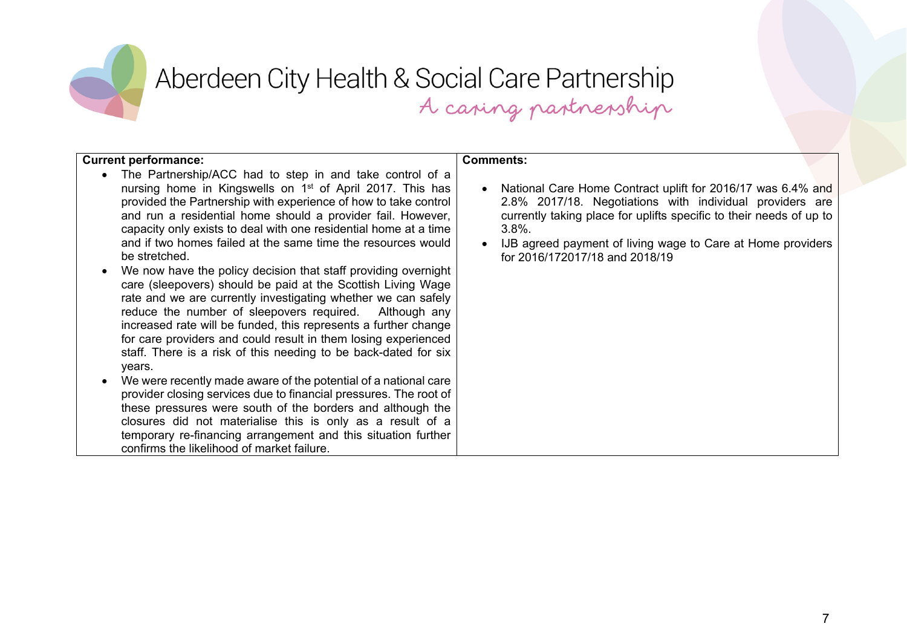Aberdeen City Health & Social Care Partnership

*A caring partnership*

| **Current performance:** | **Comments:** |
| --- | --- |
| • The Partnership/ACC had to step in and take control of a nursing home in Kingswells on 1st of April 2017. This has provided the Partnership with experience of how to take control and run a residential home should a provider fail. However, capacity only exists to deal with one residential home at a time and if two homes failed at the same time the resources would be stretched.<br>• We now have the policy decision that staff providing overnight care (sleepovers) should be paid at the Scottish Living Wage rate and we are currently investigating whether we can safely reduce the number of sleepovers required. Although any increased rate will be funded, this represents a further change for care providers and could result in them losing experienced staff. There is a risk of this needing to be back-dated for six years.<br>• We were recently made aware of the potential of a national care provider closing services due to financial pressures. The root of these pressures were south of the borders and although the closures did not materialise this is only as a result of a temporary re-financing arrangement and this situation further confirms the likelihood of market failure. | • National Care Home Contract uplift for 2016/17 was 6.4% and 2.8% 2017/18. Negotiations with individual providers are currently taking place for uplifts specific to their needs of up to 3.8%.<br>• IJB agreed payment of living wage to Care at Home providers for 2016/172017/18 and 2018/19 |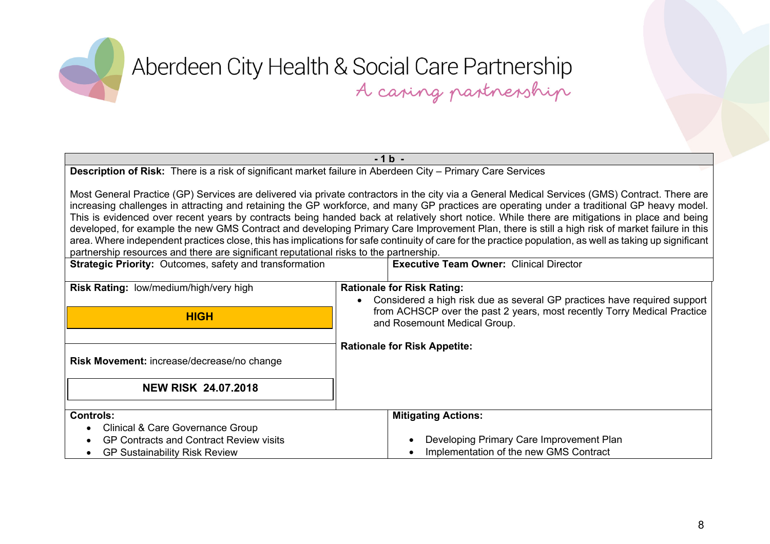Aberdeen City Health & Social Care Partnership

*A caring partnership*

**- 1 b -**

**Description of Risk:** There is a risk of significant market failure in Aberdeen City – Primary Care Services

Most General Practice (GP) Services are delivered via private contractors in the city via a General Medical Services (GMS) Contract. There are increasing challenges in attracting and retaining the GP workforce, and many GP practices are operating under a traditional GP heavy model. This is evidenced over recent years by contracts being handed back at relatively short notice. While there are mitigations in place and being developed, for example the new GMS Contract and developing Primary Care Improvement Plan, there is still a high risk of market failure in this area. Where independent practices close, this has implications for safe continuity of care for the practice population, as well as taking up significant partnership resources and there are significant reputational risks to the partnership.

**Strategic Priority:** Outcomes, safety and transformation

**Executive Team Owner:** Clinical Director

**Risk Rating:** low/medium/high/very high

**HIGH**

**Rationale for Risk Rating:**

- Considered a high risk due as several GP practices have required support from ACHSCP over the past 2 years, most recently Torry Medical Practice and Rosemount Medical Group.

**Risk Movement:** increase/decrease/no change

**NEW RISK 24.07.2018**

**Rationale for Risk Appetite:**

**Controls:**

- Clinical & Care Governance Group
- GP Contracts and Contract Review visits
- GP Sustainability Risk Review

**Mitigating Actions:**

- Developing Primary Care Improvement Plan
- Implementation of the new GMS Contract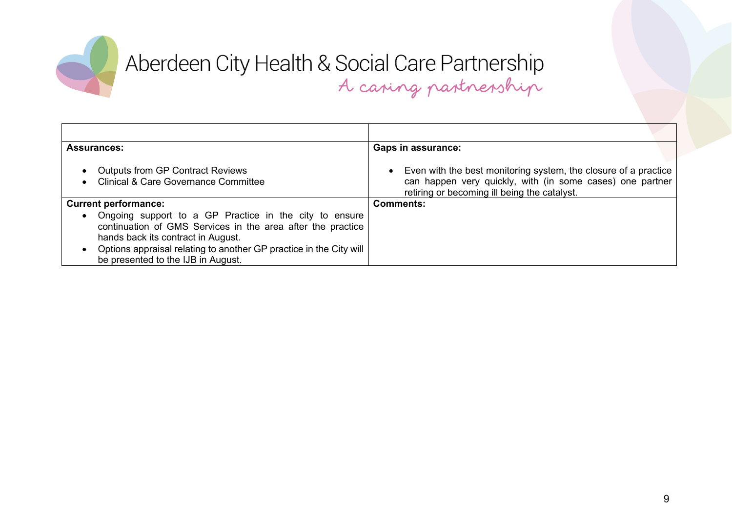| | |
|---|---|
| **Assurances:**<br><br>• Outputs from GP Contract Reviews<br>• Clinical & Care Governance Committee | **Gaps in assurance:**<br><br>• Even with the best monitoring system, the closure of a practice can happen very quickly, with (in some cases) one partner retiring or becoming ill being the catalyst. |
| **Current performance:**<br>• Ongoing support to a GP Practice in the city to ensure continuation of GMS Services in the area after the practice hands back its contract in August.<br>• Options appraisal relating to another GP practice in the City will be presented to the IJB in August. | **Comments:** |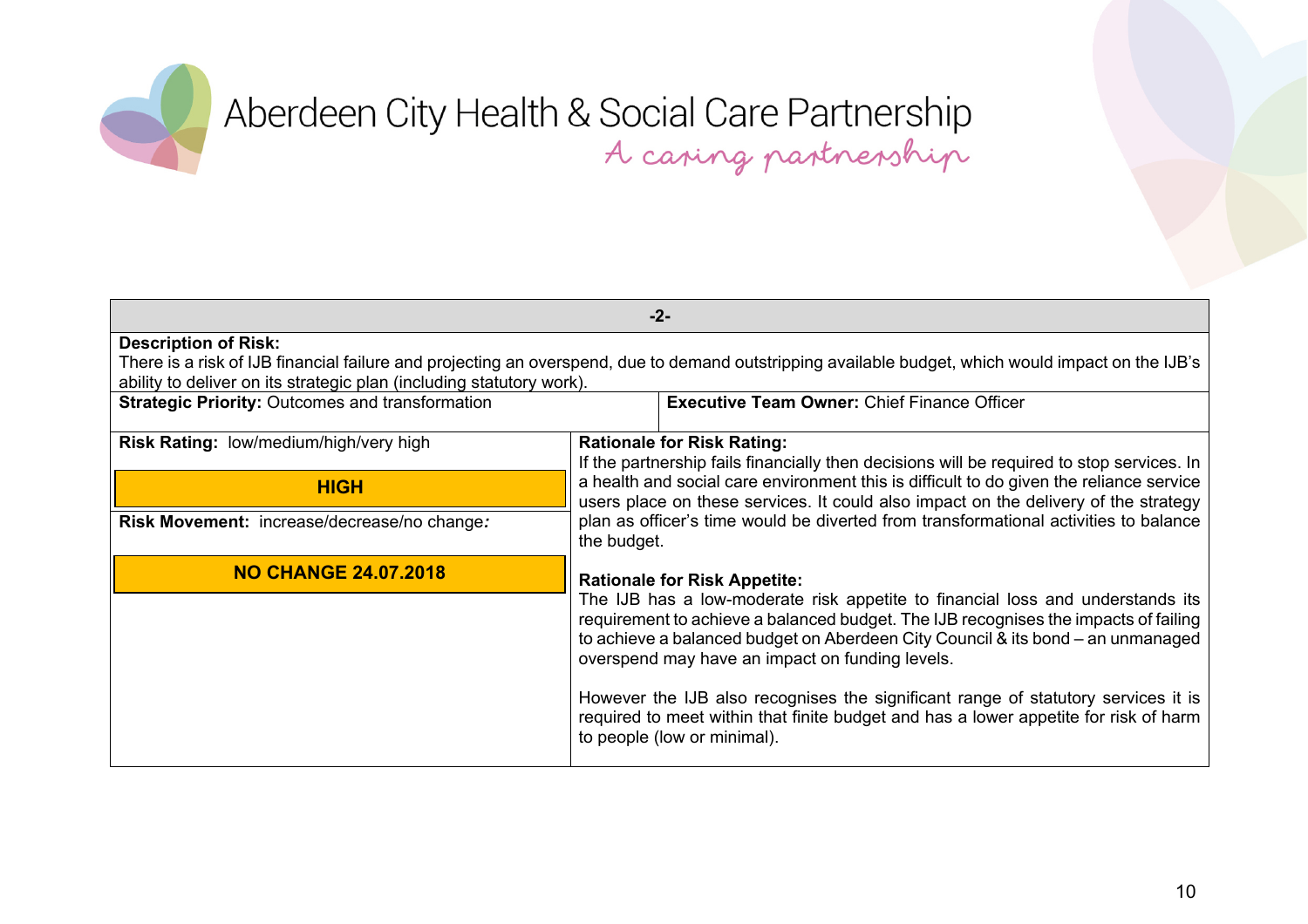Aberdeen City Health & Social Care Partnership

*A caring partnership*

| -2- | |
|---|---|
| **Description of Risk:** There is a risk of IJB financial failure and projecting an overspend, due to demand outstripping available budget, which would impact on the IJB's ability to deliver on its strategic plan (including statutory work). | |
| **Strategic Priority:** Outcomes and transformation | **Executive Team Owner:** Chief Finance Officer |
| **Risk Rating:** low/medium/high/very high<br><br>**HIGH**<br><br>**Risk Movement:** increase/decrease/no change*:*<br><br>**NO CHANGE 24.07.2018** | **Rationale for Risk Rating:**<br>If the partnership fails financially then decisions will be required to stop services. In a health and social care environment this is difficult to do given the reliance service users place on these services. It could also impact on the delivery of the strategy plan as officer's time would be diverted from transformational activities to balance the budget.<br><br>**Rationale for Risk Appetite:**<br>The IJB has a low-moderate risk appetite to financial loss and understands its requirement to achieve a balanced budget. The IJB recognises the impacts of failing to achieve a balanced budget on Aberdeen City Council & its bond – an unmanaged overspend may have an impact on funding levels.<br><br>However the IJB also recognises the significant range of statutory services it is required to meet within that finite budget and has a lower appetite for risk of harm to people (low or minimal). |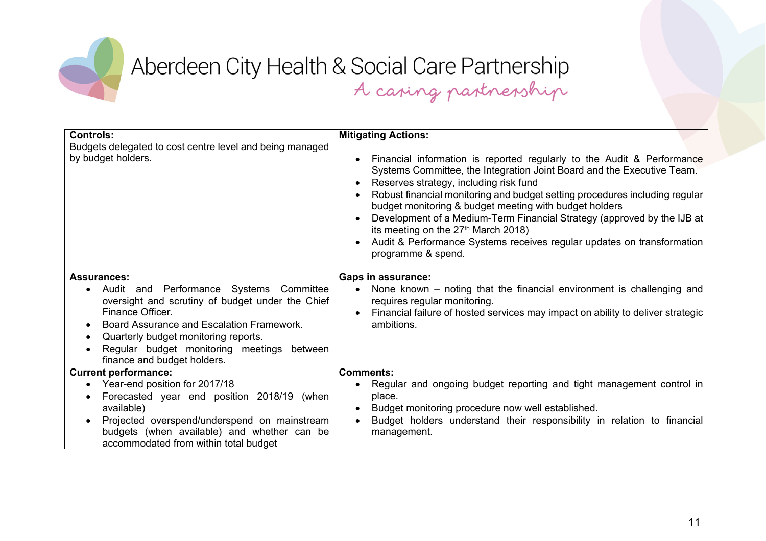| **Controls:**<br>Budgets delegated to cost centre level and being managed by budget holders. | **Mitigating Actions:**<br>• Financial information is reported regularly to the Audit & Performance Systems Committee, the Integration Joint Board and the Executive Team.<br>• Reserves strategy, including risk fund<br>• Robust financial monitoring and budget setting procedures including regular budget monitoring & budget meeting with budget holders<br>• Development of a Medium-Term Financial Strategy (approved by the IJB at its meeting on the 27th March 2018)<br>• Audit & Performance Systems receives regular updates on transformation programme & spend. |
|---|---|
| **Assurances:**<br>• Audit and Performance Systems Committee oversight and scrutiny of budget under the Chief Finance Officer.<br>• Board Assurance and Escalation Framework.<br>• Quarterly budget monitoring reports.<br>• Regular budget monitoring meetings between finance and budget holders. | **Gaps in assurance:**<br>• None known – noting that the financial environment is challenging and requires regular monitoring.<br>• Financial failure of hosted services may impact on ability to deliver strategic ambitions. |
| **Current performance:**<br>• Year-end position for 2017/18<br>• Forecasted year end position 2018/19 (when available)<br>• Projected overspend/underspend on mainstream budgets (when available) and whether can be accommodated from within total budget | **Comments:**<br>• Regular and ongoing budget reporting and tight management control in place.<br>• Budget monitoring procedure now well established.<br>• Budget holders understand their responsibility in relation to financial management. |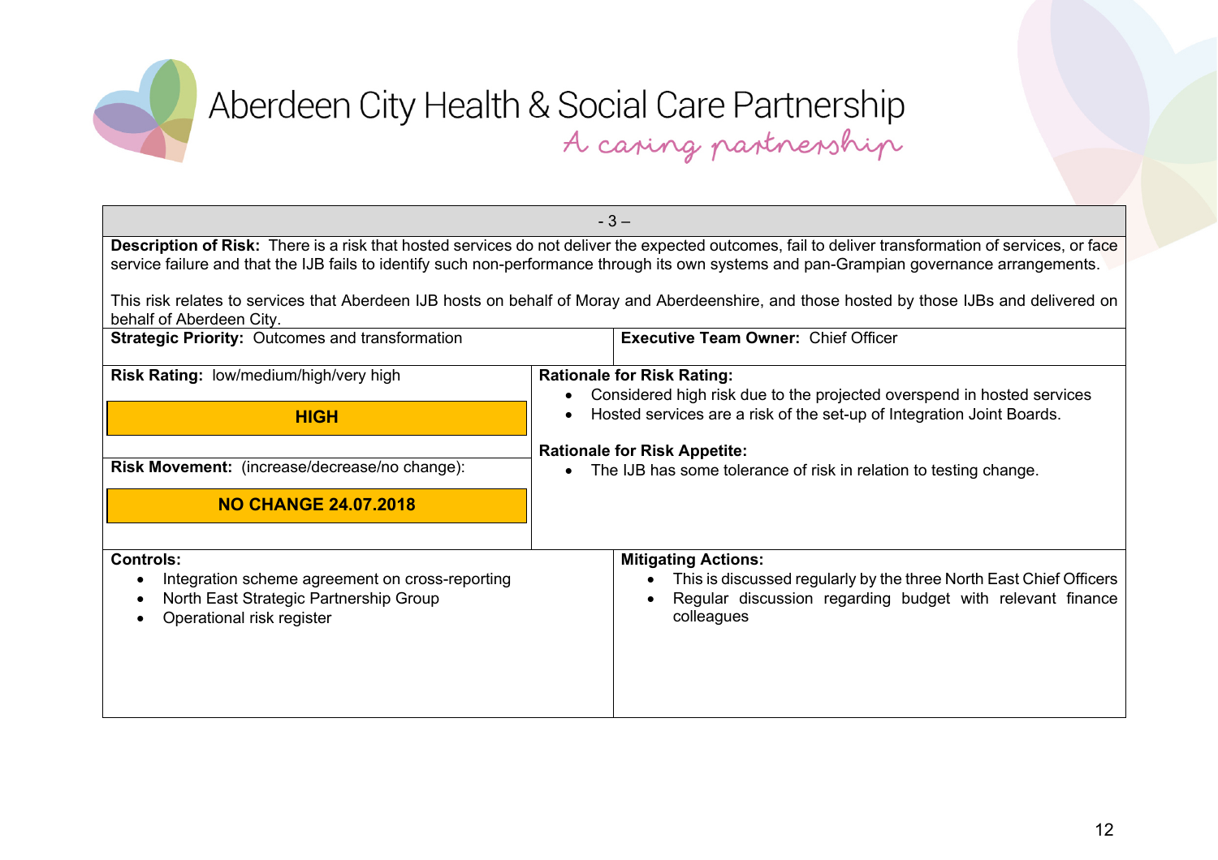# Aberdeen City Health & Social Care Partnership

*A caring partnership*

| - 3 – | |
|---|---|
| **Description of Risk:** There is a risk that hosted services do not deliver the expected outcomes, fail to deliver transformation of services, or face service failure and that the IJB fails to identify such non-performance through its own systems and pan-Grampian governance arrangements.<br><br>This risk relates to services that Aberdeen IJB hosts on behalf of Moray and Aberdeenshire, and those hosted by those IJBs and delivered on behalf of Aberdeen City. | |
| **Strategic Priority:** Outcomes and transformation | **Executive Team Owner:** Chief Officer |
| **Risk Rating:** low/medium/high/very high<br><br>**HIGH**<br><br>**Risk Movement:** (increase/decrease/no change):<br><br>**NO CHANGE 24.07.2018** | **Rationale for Risk Rating:**<br>• Considered high risk due to the projected overspend in hosted services<br>• Hosted services are a risk of the set-up of Integration Joint Boards.<br><br>**Rationale for Risk Appetite:**<br>• The IJB has some tolerance of risk in relation to testing change. |
| **Controls:**<br>• Integration scheme agreement on cross-reporting<br>• North East Strategic Partnership Group<br>• Operational risk register | **Mitigating Actions:**<br>• This is discussed regularly by the three North East Chief Officers<br>• Regular discussion regarding budget with relevant finance colleagues |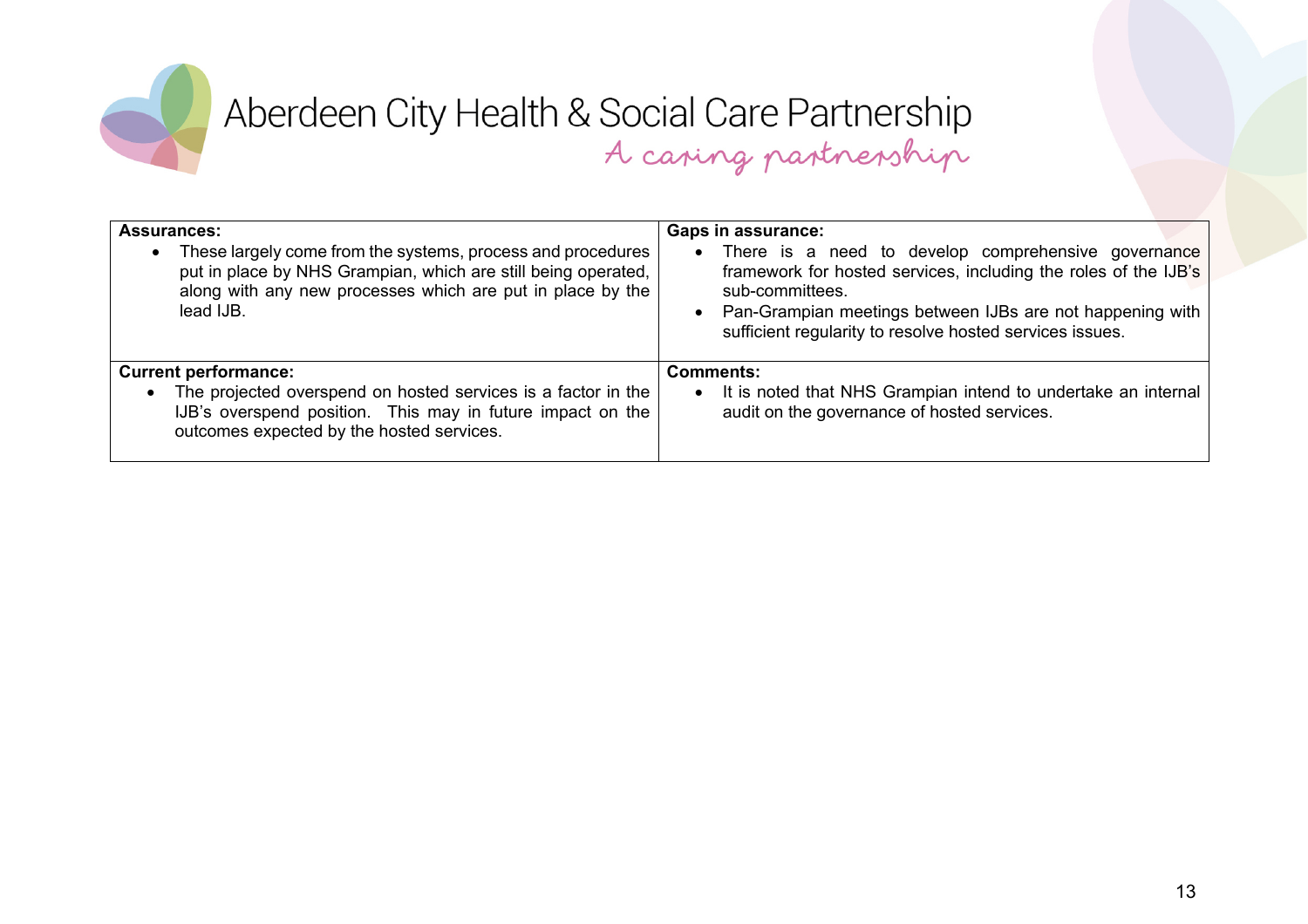| **Assurances:** | **Gaps in assurance:** |
| --- | --- |
| • These largely come from the systems, process and procedures put in place by NHS Grampian, which are still being operated, along with any new processes which are put in place by the lead IJB. | • There is a need to develop comprehensive governance framework for hosted services, including the roles of the IJB's sub-committees. <br> • Pan-Grampian meetings between IJBs are not happening with sufficient regularity to resolve hosted services issues. |
| **Current performance:** | **Comments:** |
| • The projected overspend on hosted services is a factor in the IJB's overspend position. This may in future impact on the outcomes expected by the hosted services. | • It is noted that NHS Grampian intend to undertake an internal audit on the governance of hosted services. |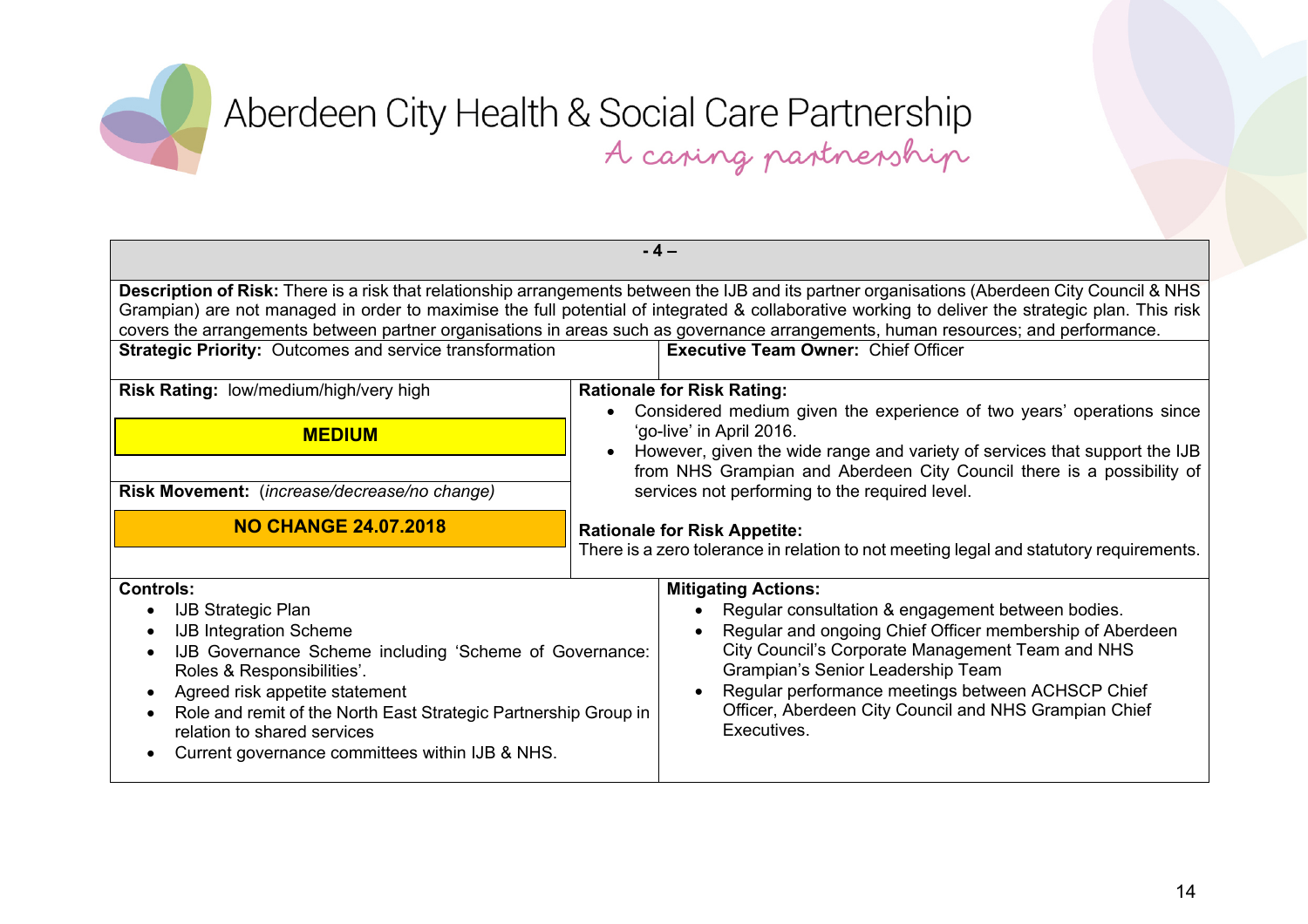Aberdeen City Health & Social Care Partnership

*A caring partnership*

| - 4 – | |
|---|---|
| **Description of Risk:** There is a risk that relationship arrangements between the IJB and its partner organisations (Aberdeen City Council & NHS Grampian) are not managed in order to maximise the full potential of integrated & collaborative working to deliver the strategic plan. This risk covers the arrangements between partner organisations in areas such as governance arrangements, human resources; and performance. | |
| **Strategic Priority:** Outcomes and service transformation | **Executive Team Owner:** Chief Officer |
| **Risk Rating:** low/medium/high/very high<br><br>**MEDIUM**<br><br>**Risk Movement:** (*increase/decrease/no change*)<br><br>**NO CHANGE 24.07.2018** | **Rationale for Risk Rating:**<br>• Considered medium given the experience of two years' operations since 'go-live' in April 2016.<br>• However, given the wide range and variety of services that support the IJB from NHS Grampian and Aberdeen City Council there is a possibility of services not performing to the required level.<br><br>**Rationale for Risk Appetite:**<br>There is a zero tolerance in relation to not meeting legal and statutory requirements. |
| **Controls:**<br>• IJB Strategic Plan<br>• IJB Integration Scheme<br>• IJB Governance Scheme including 'Scheme of Governance: Roles & Responsibilities'.<br>• Agreed risk appetite statement<br>• Role and remit of the North East Strategic Partnership Group in relation to shared services<br>• Current governance committees within IJB & NHS. | **Mitigating Actions:**<br>• Regular consultation & engagement between bodies.<br>• Regular and ongoing Chief Officer membership of Aberdeen City Council's Corporate Management Team and NHS Grampian's Senior Leadership Team<br>• Regular performance meetings between ACHSCP Chief Officer, Aberdeen City Council and NHS Grampian Chief Executives. |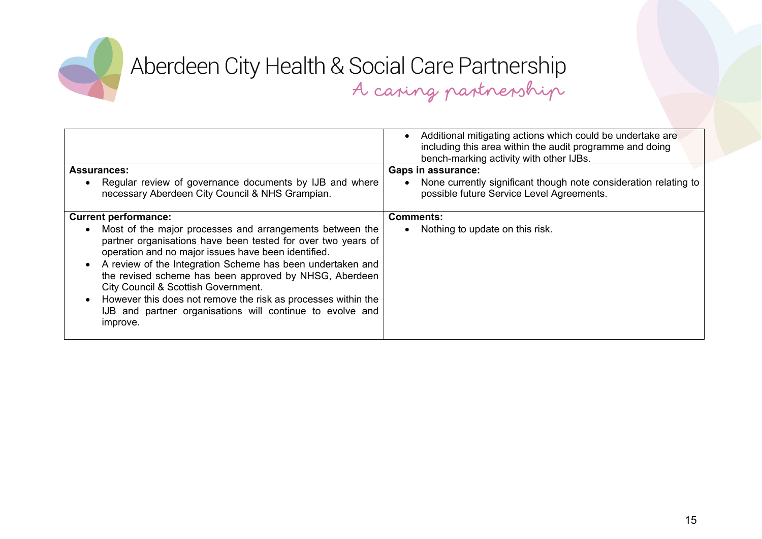| | |
|---|---|
| | • Additional mitigating actions which could be undertake are including this area within the audit programme and doing bench-marking activity with other IJBs. |
| **Assurances:**<br>• Regular review of governance documents by IJB and where necessary Aberdeen City Council & NHS Grampian. | **Gaps in assurance:**<br>• None currently significant though note consideration relating to possible future Service Level Agreements. |
| **Current performance:**<br>• Most of the major processes and arrangements between the partner organisations have been tested for over two years of operation and no major issues have been identified.<br>• A review of the Integration Scheme has been undertaken and the revised scheme has been approved by NHSG, Aberdeen City Council & Scottish Government.<br>• However this does not remove the risk as processes within the IJB and partner organisations will continue to evolve and improve. | **Comments:**<br>• Nothing to update on this risk. |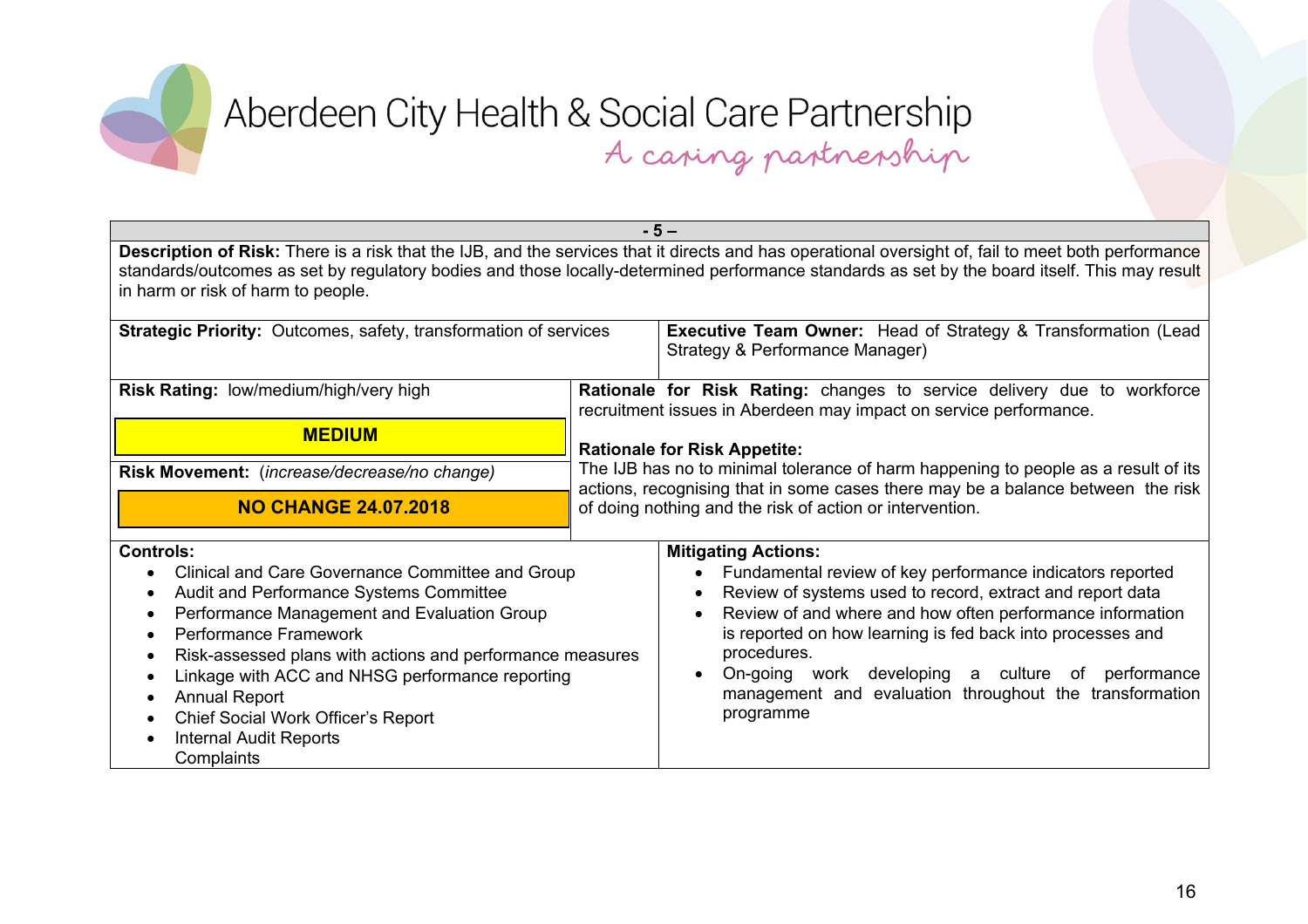Aberdeen City Health & Social Care Partnership

*A caring partnership*

**- 5 –**

**Description of Risk:** There is a risk that the IJB, and the services that it directs and has operational oversight of, fail to meet both performance standards/outcomes as set by regulatory bodies and those locally-determined performance standards as set by the board itself. This may result in harm or risk of harm to people.

**Strategic Priority:** Outcomes, safety, transformation of services

**Executive Team Owner:** Head of Strategy & Transformation (Lead Strategy & Performance Manager)

**Risk Rating:** low/medium/high/very high

**MEDIUM**

**Risk Movement:** (*increase/decrease/no change*)

**NO CHANGE 24.07.2018**

**Rationale for Risk Rating:** changes to service delivery due to workforce recruitment issues in Aberdeen may impact on service performance.

**Rationale for Risk Appetite:**
The IJB has no to minimal tolerance of harm happening to people as a result of its actions, recognising that in some cases there may be a balance between the risk of doing nothing and the risk of action or intervention.

**Controls:**

- Clinical and Care Governance Committee and Group
- Audit and Performance Systems Committee
- Performance Management and Evaluation Group
- Performance Framework
- Risk-assessed plans with actions and performance measures
- Linkage with ACC and NHSG performance reporting
- Annual Report
- Chief Social Work Officer's Report
- Internal Audit Reports
  Complaints

**Mitigating Actions:**

- Fundamental review of key performance indicators reported
- Review of systems used to record, extract and report data
- Review of and where and how often performance information is reported on how learning is fed back into processes and procedures.
- On-going work developing a culture of performance management and evaluation throughout the transformation programme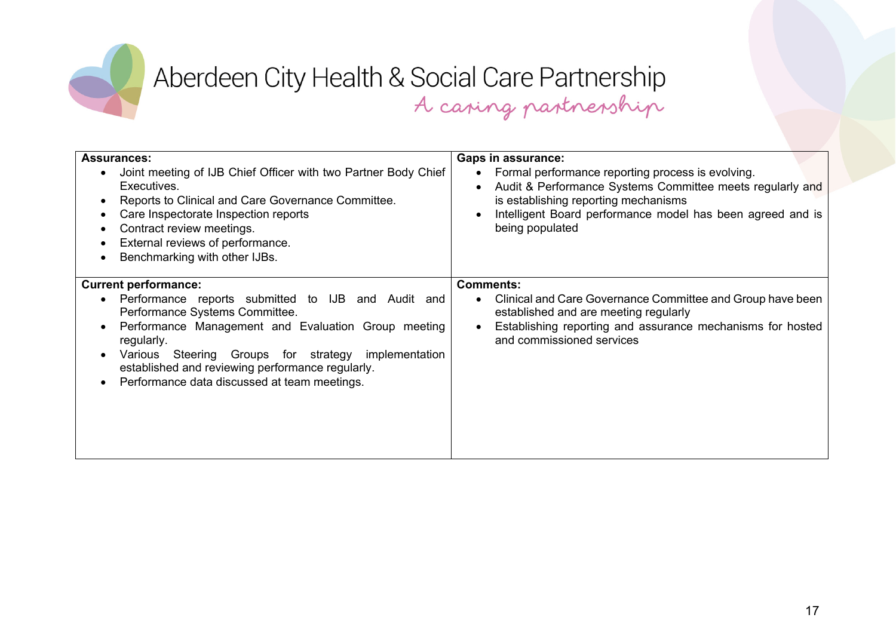| **Assurances:** | **Gaps in assurance:** |
|---|---|
| • Joint meeting of IJB Chief Officer with two Partner Body Chief Executives.<br>• Reports to Clinical and Care Governance Committee.<br>• Care Inspectorate Inspection reports<br>• Contract review meetings.<br>• External reviews of performance.<br>• Benchmarking with other IJBs. | • Formal performance reporting process is evolving.<br>• Audit & Performance Systems Committee meets regularly and is establishing reporting mechanisms<br>• Intelligent Board performance model has been agreed and is being populated |
| **Current performance:**<br>• Performance reports submitted to IJB and Audit and Performance Systems Committee.<br>• Performance Management and Evaluation Group meeting regularly.<br>• Various Steering Groups for strategy implementation established and reviewing performance regularly.<br>• Performance data discussed at team meetings. | **Comments:**<br>• Clinical and Care Governance Committee and Group have been established and are meeting regularly<br>• Establishing reporting and assurance mechanisms for hosted and commissioned services |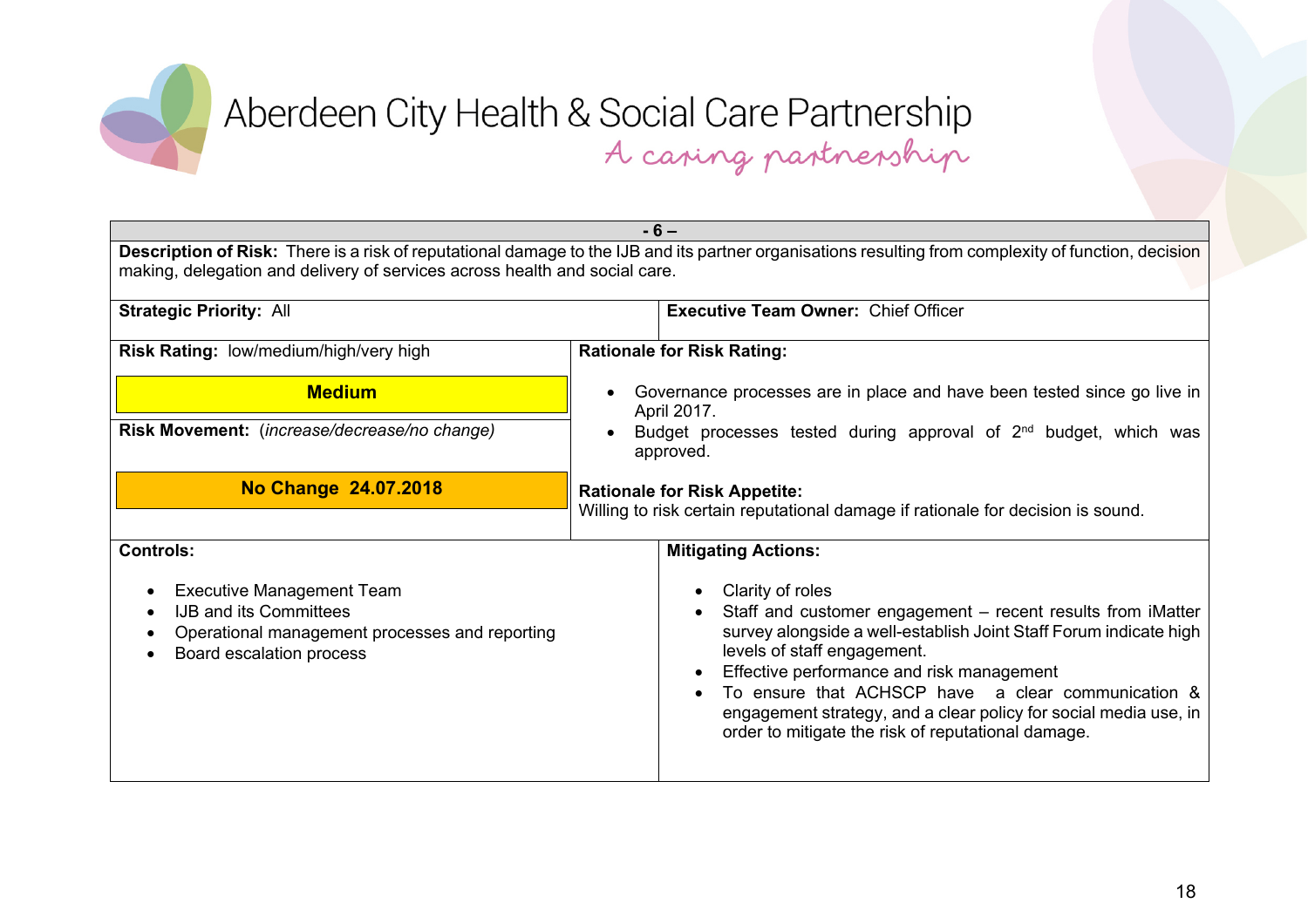Aberdeen City Health & Social Care Partnership

*A caring partnership*

**- 6 –**

**Description of Risk:** There is a risk of reputational damage to the IJB and its partner organisations resulting from complexity of function, decision making, delegation and delivery of services across health and social care.

| **Strategic Priority:** All | **Executive Team Owner:** Chief Officer |
|---|---|

**Risk Rating:** low/medium/high/very high

**Medium**

**Risk Movement:** (*increase/decrease/no change)*

**No Change 24.07.2018**

**Rationale for Risk Rating:**

- Governance processes are in place and have been tested since go live in April 2017.
- Budget processes tested during approval of 2nd budget, which was approved.

**Rationale for Risk Appetite:**
Willing to risk certain reputational damage if rationale for decision is sound.

**Controls:**

- Executive Management Team
- IJB and its Committees
- Operational management processes and reporting
- Board escalation process

**Mitigating Actions:**

- Clarity of roles
- Staff and customer engagement – recent results from iMatter survey alongside a well-establish Joint Staff Forum indicate high levels of staff engagement.
- Effective performance and risk management
- To ensure that ACHSCP have a clear communication & engagement strategy, and a clear policy for social media use, in order to mitigate the risk of reputational damage.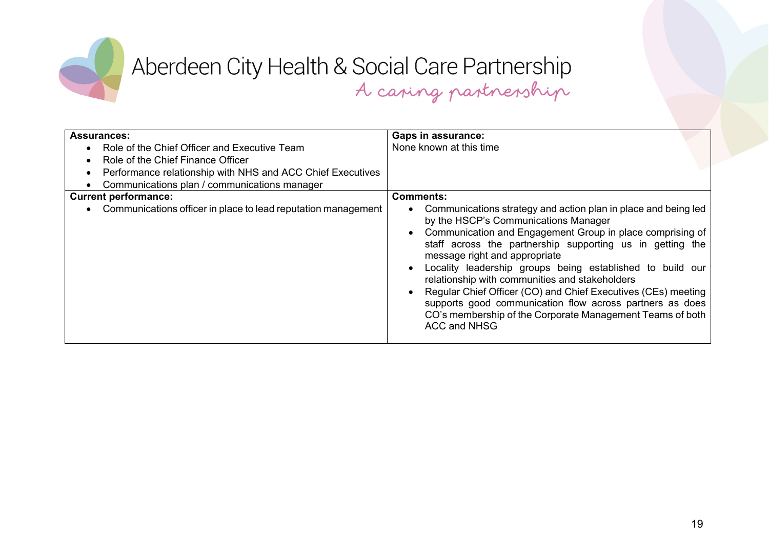# Aberdeen City Health & Social Care Partnership

*A caring partnership*

| **Assurances:** | **Gaps in assurance:** |
|---|---|
| • Role of the Chief Officer and Executive Team<br>• Role of the Chief Finance Officer<br>• Performance relationship with NHS and ACC Chief Executives<br>• Communications plan / communications manager | None known at this time |
| **Current performance:** | **Comments:** |
| • Communications officer in place to lead reputation management | • Communications strategy and action plan in place and being led by the HSCP's Communications Manager<br>• Communication and Engagement Group in place comprising of staff across the partnership supporting us in getting the message right and appropriate<br>• Locality leadership groups being established to build our relationship with communities and stakeholders<br>• Regular Chief Officer (CO) and Chief Executives (CEs) meeting supports good communication flow across partners as does CO's membership of the Corporate Management Teams of both ACC and NHSG |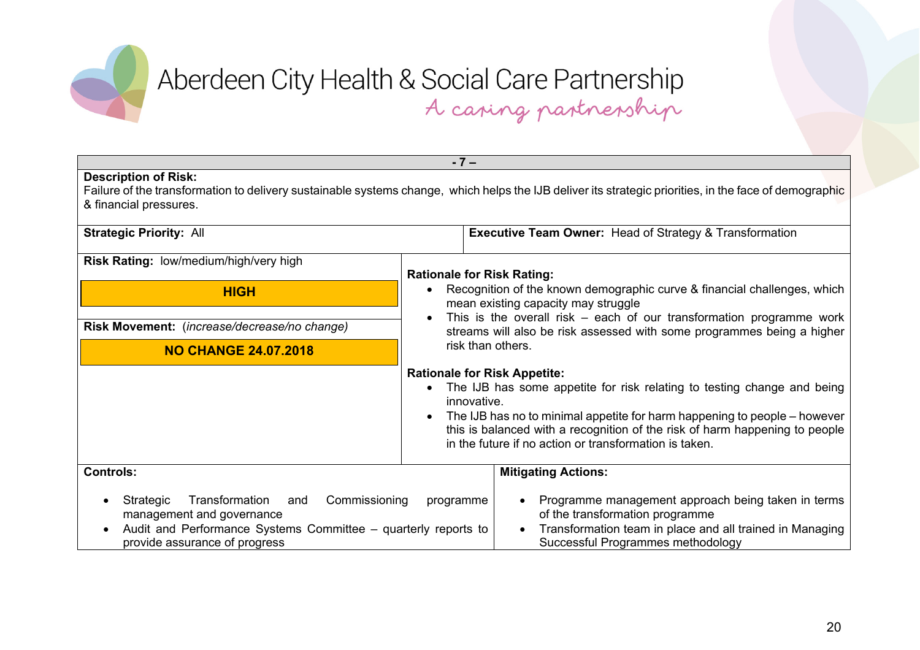Aberdeen City Health & Social Care Partnership

*A caring partnership*

| - 7 – | |
|---|---|
| **Description of Risk:**<br>Failure of the transformation to delivery sustainable systems change, which helps the IJB deliver its strategic priorities, in the face of demographic & financial pressures. | |
| **Strategic Priority:** All | **Executive Team Owner:** Head of Strategy & Transformation |
| **Risk Rating:** low/medium/high/very high<br><br>**HIGH**<br><br>**Risk Movement:** (*increase/decrease/no change)*<br><br>**NO CHANGE 24.07.2018** | **Rationale for Risk Rating:**<br>• Recognition of the known demographic curve & financial challenges, which mean existing capacity may struggle<br>• This is the overall risk – each of our transformation programme work streams will also be risk assessed with some programmes being a higher risk than others.<br><br>**Rationale for Risk Appetite:**<br>• The IJB has some appetite for risk relating to testing change and being innovative.<br>• The IJB has no to minimal appetite for harm happening to people – however this is balanced with a recognition of the risk of harm happening to people in the future if no action or transformation is taken. |
| **Controls:**<br><br>• Strategic Transformation and Commissioning programme management and governance<br>• Audit and Performance Systems Committee – quarterly reports to provide assurance of progress | **Mitigating Actions:**<br><br>• Programme management approach being taken in terms of the transformation programme<br>• Transformation team in place and all trained in Managing Successful Programmes methodology |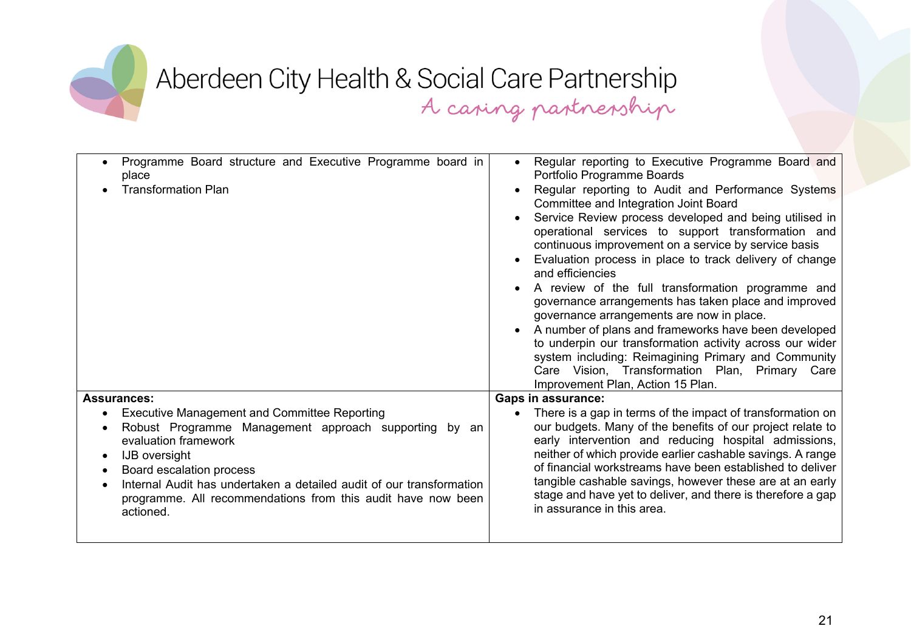| | |
|---|---|
| • Programme Board structure and Executive Programme board in place<br>• Transformation Plan | • Regular reporting to Executive Programme Board and Portfolio Programme Boards<br>• Regular reporting to Audit and Performance Systems Committee and Integration Joint Board<br>• Service Review process developed and being utilised in operational services to support transformation and continuous improvement on a service by service basis<br>• Evaluation process in place to track delivery of change and efficiencies<br>• A review of the full transformation programme and governance arrangements has taken place and improved governance arrangements are now in place.<br>• A number of plans and frameworks have been developed to underpin our transformation activity across our wider system including: Reimagining Primary and Community Care Vision, Transformation Plan, Primary Care Improvement Plan, Action 15 Plan. |
| **Assurances:**<br>• Executive Management and Committee Reporting<br>• Robust Programme Management approach supporting by an evaluation framework<br>• IJB oversight<br>• Board escalation process<br>• Internal Audit has undertaken a detailed audit of our transformation programme. All recommendations from this audit have now been actioned. | **Gaps in assurance:**<br>• There is a gap in terms of the impact of transformation on our budgets. Many of the benefits of our project relate to early intervention and reducing hospital admissions, neither of which provide earlier cashable savings. A range of financial workstreams have been established to deliver tangible cashable savings, however these are at an early stage and have yet to deliver, and there is therefore a gap in assurance in this area. |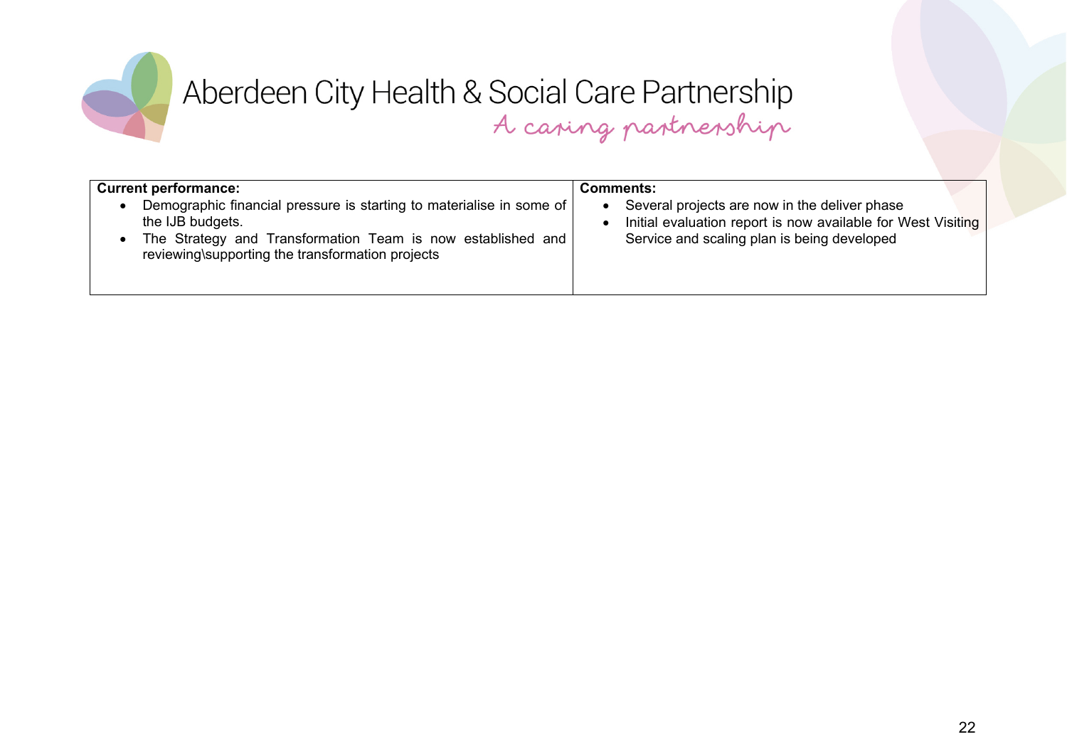| **Current performance:** | **Comments:** |
|---|---|
| • Demographic financial pressure is starting to materialise in some of the IJB budgets.<br>• The Strategy and Transformation Team is now established and reviewing\supporting the transformation projects | • Several projects are now in the deliver phase<br>• Initial evaluation report is now available for West Visiting Service and scaling plan is being developed |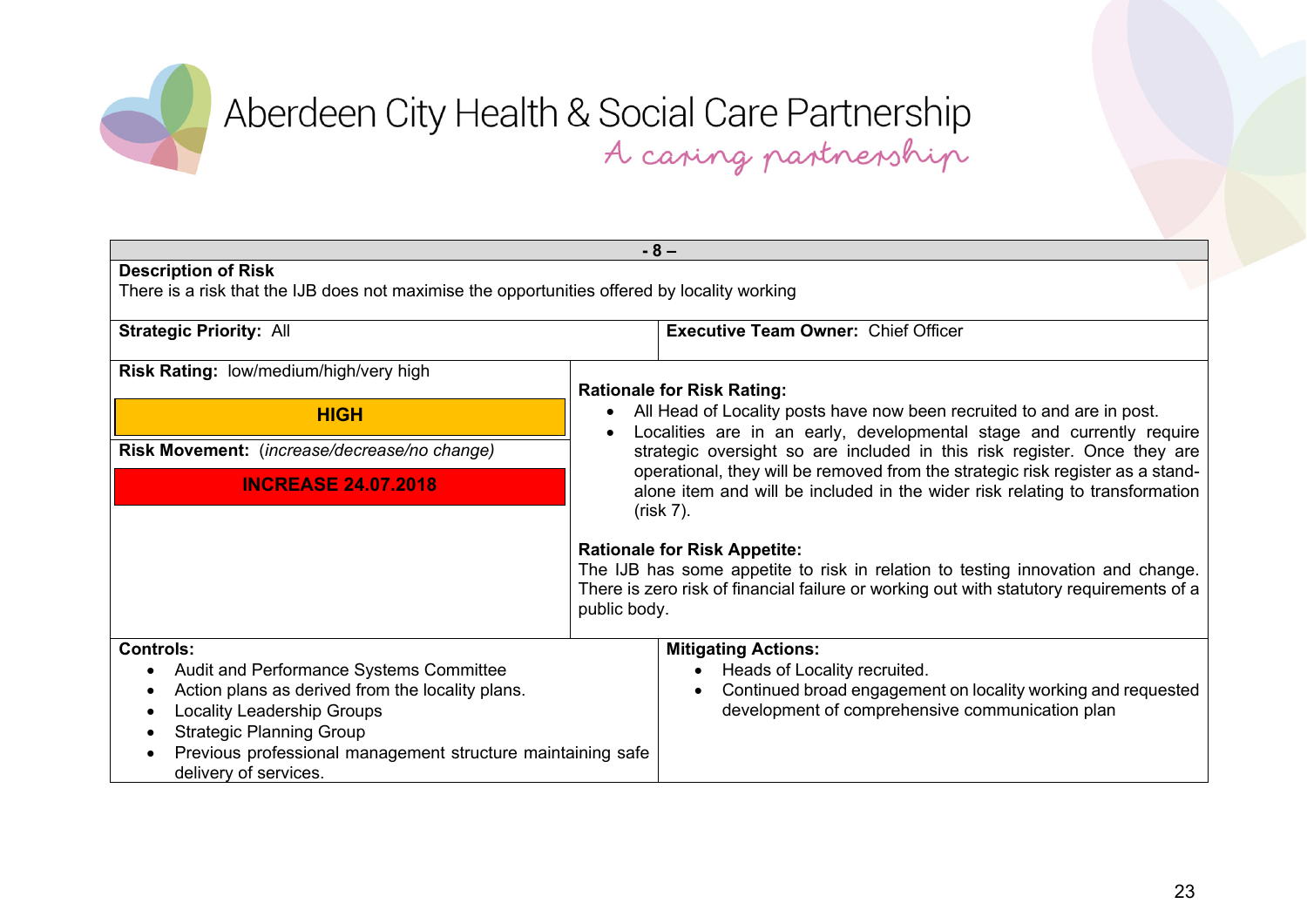Aberdeen City Health & Social Care Partnership
*A caring partnership*

**- 8 –**

**Description of Risk**
There is a risk that the IJB does not maximise the opportunities offered by locality working

| **Strategic Priority:** All | **Executive Team Owner:** Chief Officer |
|---|---|

**Risk Rating:** low/medium/high/very high

**HIGH**

**Risk Movement:** (*increase/decrease/no change)*

**INCREASE 24.07.2018**

**Rationale for Risk Rating:**

- All Head of Locality posts have now been recruited to and are in post.
- Localities are in an early, developmental stage and currently require strategic oversight so are included in this risk register. Once they are operational, they will be removed from the strategic risk register as a stand-alone item and will be included in the wider risk relating to transformation (risk 7).

**Rationale for Risk Appetite:**
The IJB has some appetite to risk in relation to testing innovation and change. There is zero risk of financial failure or working out with statutory requirements of a public body.

**Controls:**

- Audit and Performance Systems Committee
- Action plans as derived from the locality plans.
- Locality Leadership Groups
- Strategic Planning Group
- Previous professional management structure maintaining safe delivery of services.

**Mitigating Actions:**

- Heads of Locality recruited.
- Continued broad engagement on locality working and requested development of comprehensive communication plan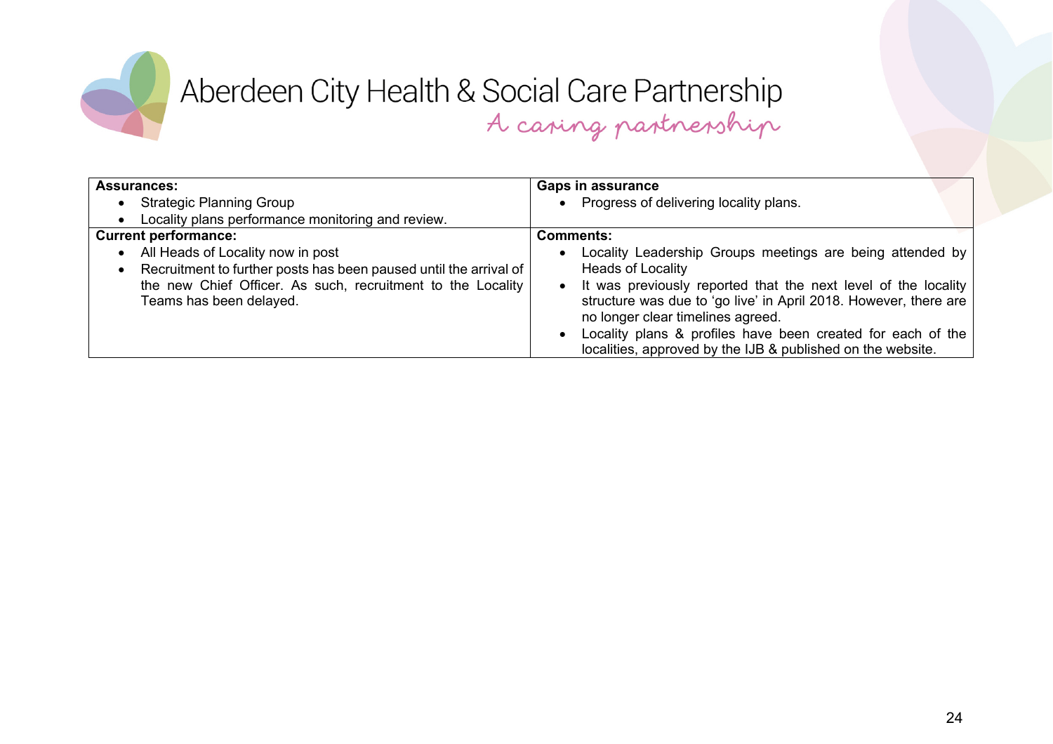| **Assurances:**<br>• Strategic Planning Group<br>• Locality plans performance monitoring and review. | **Gaps in assurance**<br>• Progress of delivering locality plans. |
|---|---|
| **Current performance:**<br>• All Heads of Locality now in post<br>• Recruitment to further posts has been paused until the arrival of the new Chief Officer. As such, recruitment to the Locality Teams has been delayed. | **Comments:**<br>• Locality Leadership Groups meetings are being attended by Heads of Locality<br>• It was previously reported that the next level of the locality structure was due to 'go live' in April 2018. However, there are no longer clear timelines agreed.<br>• Locality plans & profiles have been created for each of the localities, approved by the IJB & published on the website. |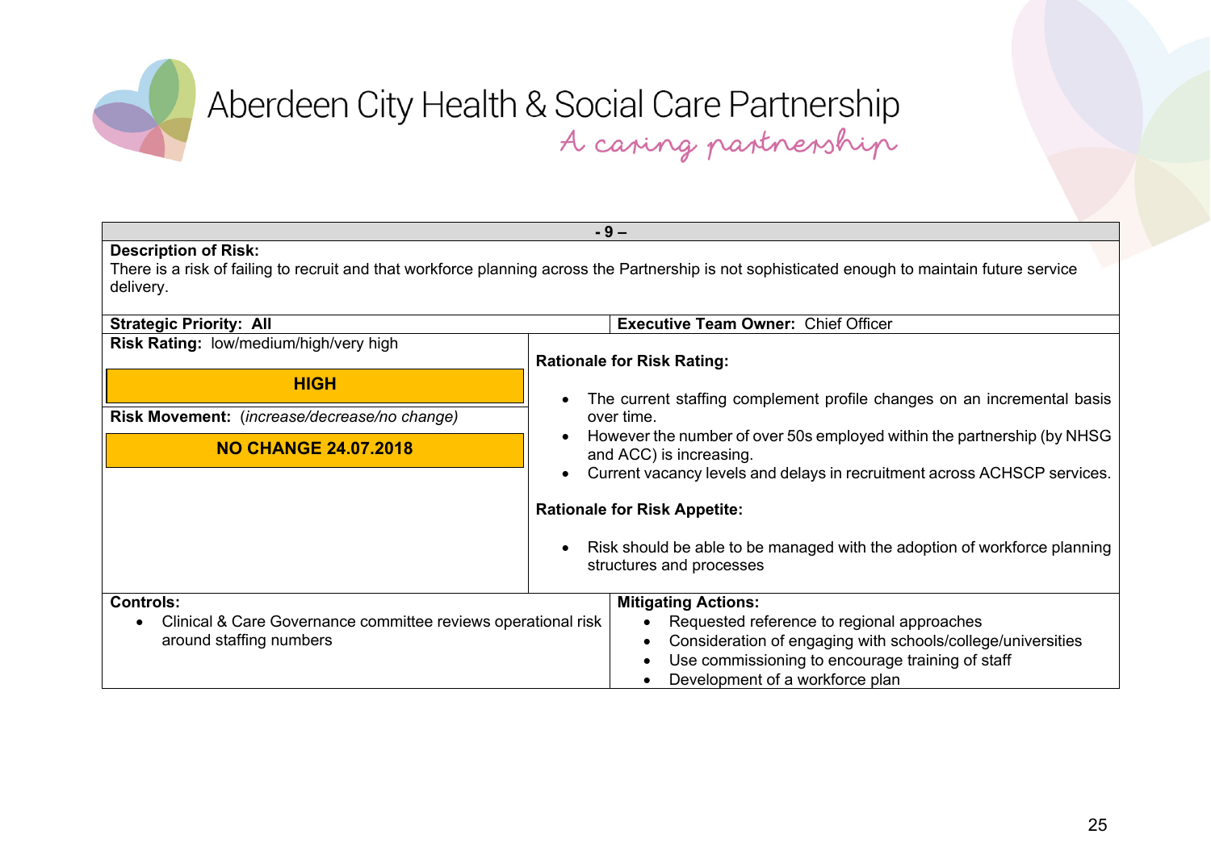# Aberdeen City Health & Social Care Partnership

*A caring partnership*

**- 9 –**

**Description of Risk:**
There is a risk of failing to recruit and that workforce planning across the Partnership is not sophisticated enough to maintain future service delivery.

**Strategic Priority: All**

**Executive Team Owner:** Chief Officer

**Risk Rating:** low/medium/high/very high

**HIGH**

**Risk Movement:** (*increase/decrease/no change)*

**NO CHANGE 24.07.2018**

**Rationale for Risk Rating:**

- The current staffing complement profile changes on an incremental basis over time.
- However the number of over 50s employed within the partnership (by NHSG and ACC) is increasing.
- Current vacancy levels and delays in recruitment across ACHSCP services.

**Rationale for Risk Appetite:**

- Risk should be able to be managed with the adoption of workforce planning structures and processes

**Controls:**

- Clinical & Care Governance committee reviews operational risk around staffing numbers

**Mitigating Actions:**

- Requested reference to regional approaches
- Consideration of engaging with schools/college/universities
- Use commissioning to encourage training of staff
- Development of a workforce plan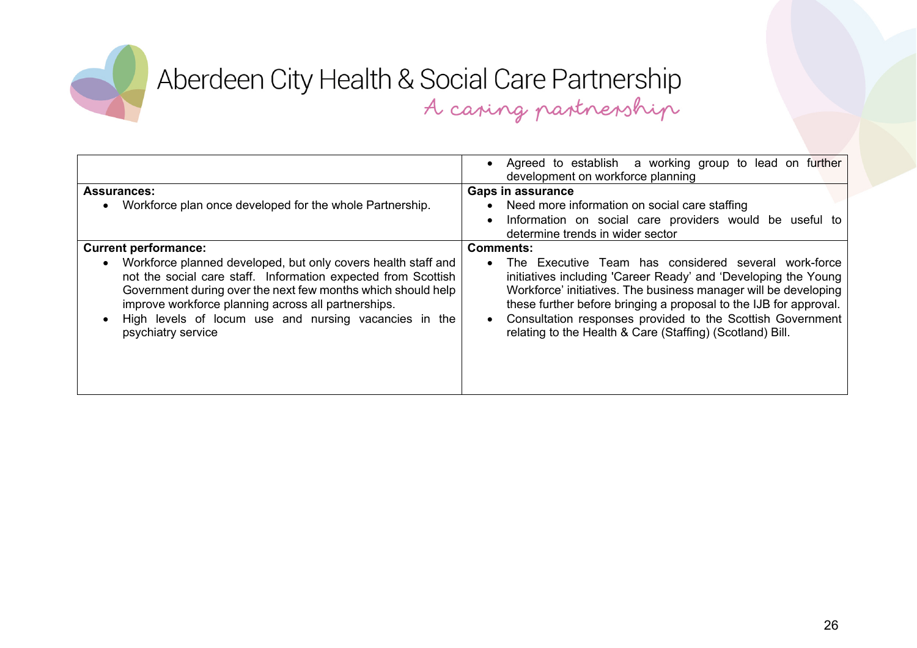# Aberdeen City Health & Social Care Partnership

*A caring partnership*

| | |
|---|---|
| | • Agreed to establish a working group to lead on further development on workforce planning |
| **Assurances:**<br>• Workforce plan once developed for the whole Partnership. | **Gaps in assurance**<br>• Need more information on social care staffing<br>• Information on social care providers would be useful to determine trends in wider sector |
| **Current performance:**<br>• Workforce planned developed, but only covers health staff and not the social care staff. Information expected from Scottish Government during over the next few months which should help improve workforce planning across all partnerships.<br>• High levels of locum use and nursing vacancies in the psychiatry service | **Comments:**<br>• The Executive Team has considered several work-force initiatives including 'Career Ready' and 'Developing the Young Workforce' initiatives. The business manager will be developing these further before bringing a proposal to the IJB for approval.<br>• Consultation responses provided to the Scottish Government relating to the Health & Care (Staffing) (Scotland) Bill. |